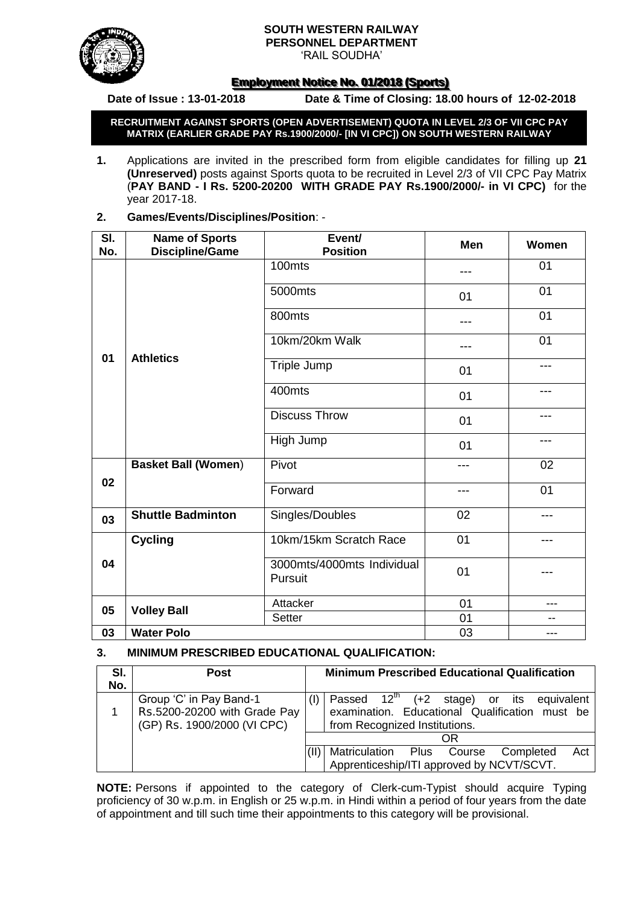**SOUTH WESTERN RAILWAY**
**PERSONNEL DEPARTMENT**
'RAIL SOUDHA'

# Employment Notice No. 01/2018 (Sports)

**Date of Issue : 13-01-2018** **Date & Time of Closing: 18.00 hours of 12-02-2018**

**RECRUITMENT AGAINST SPORTS (OPEN ADVERTISEMENT) QUOTA IN LEVEL 2/3 OF VII CPC PAY MATRIX (EARLIER GRADE PAY Rs.1900/2000/- [IN VI CPC]) ON SOUTH WESTERN RAILWAY**

**1.** Applications are invited in the prescribed form from eligible candidates for filling up **21 (Unreserved)** posts against Sports quota to be recruited in Level 2/3 of VII CPC Pay Matrix (**PAY BAND - I Rs. 5200-20200 WITH GRADE PAY Rs.1900/2000/- in VI CPC)** for the year 2017-18.

**2. Games/Events/Disciplines/Position**: -

| Sl. No. | Name of Sports Discipline/Game | Event/ Position | Men | Women |
|---|---|---|---|---|
| 01 | **Athletics** | 100mts | --- | 01 |
| | | 5000mts | 01 | 01 |
| | | 800mts | --- | 01 |
| | | 10km/20km Walk | --- | 01 |
| | | Triple Jump | 01 | --- |
| | | 400mts | 01 | --- |
| | | Discuss Throw | 01 | --- |
| | | High Jump | 01 | --- |
| 02 | **Basket Ball (Women)** | Pivot | --- | 02 |
| | | Forward | --- | 01 |
| 03 | **Shuttle Badminton** | Singles/Doubles | 02 | --- |
| 04 | **Cycling** | 10km/15km Scratch Race | 01 | --- |
| | | 3000mts/4000mts Individual Pursuit | 01 | --- |
| 05 | **Volley Ball** | Attacker | 01 | --- |
| | | Setter | 01 | -- |
| 03 | **Water Polo** | | 03 | --- |

**3. MINIMUM PRESCRIBED EDUCATIONAL QUALIFICATION:**

| Sl. No. | Post | Minimum Prescribed Educational Qualification |
|---|---|---|
| 1 | Group 'C' in Pay Band-1 Rs.5200-20200 with Grade Pay (GP) Rs. 1900/2000 (VI CPC) | (I) Passed 12th (+2 stage) or its equivalent examination. Educational Qualification must be from Recognized Institutions. |
| | | OR |
| | | (II) Matriculation Plus Course Completed Act Apprenticeship/ITI approved by NCVT/SCVT. |

**NOTE:** Persons if appointed to the category of Clerk-cum-Typist should acquire Typing proficiency of 30 w.p.m. in English or 25 w.p.m. in Hindi within a period of four years from the date of appointment and till such time their appointments to this category will be provisional.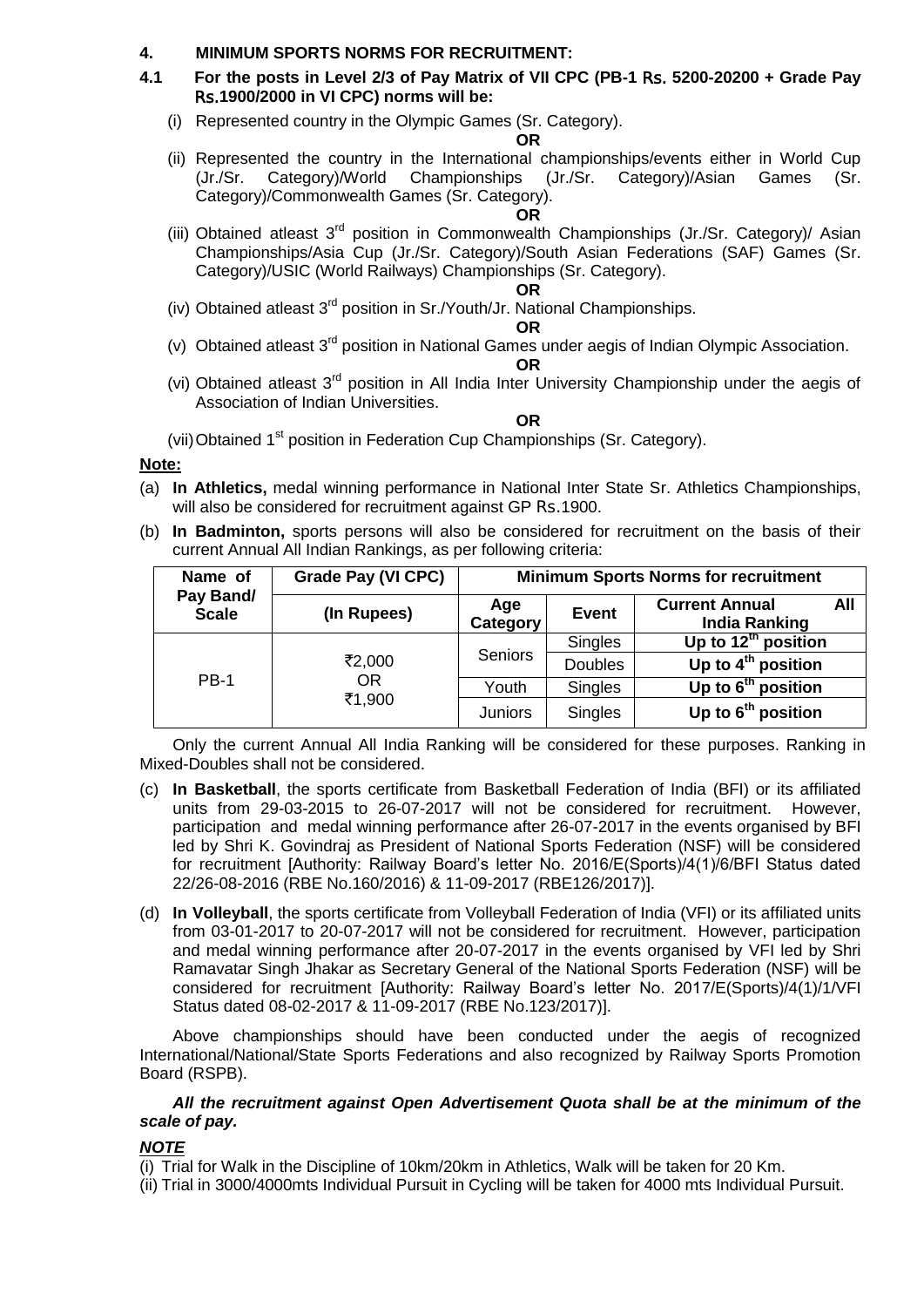## 4. MINIMUM SPORTS NORMS FOR RECRUITMENT:

**4.1 For the posts in Level 2/3 of Pay Matrix of VII CPC (PB-1 Rs. 5200-20200 + Grade Pay Rs.1900/2000 in VI CPC) norms will be:**

(i) Represented country in the Olympic Games (Sr. Category).

**OR**

(ii) Represented the country in the International championships/events either in World Cup (Jr./Sr. Category)/World Championships (Jr./Sr. Category)/Asian Games (Sr. Category)/Commonwealth Games (Sr. Category).

**OR**

(iii) Obtained atleast 3rd position in Commonwealth Championships (Jr./Sr. Category)/ Asian Championships/Asia Cup (Jr./Sr. Category)/South Asian Federations (SAF) Games (Sr. Category)/USIC (World Railways) Championships (Sr. Category).

**OR**

(iv) Obtained atleast 3rd position in Sr./Youth/Jr. National Championships.

**OR**

(v) Obtained atleast 3rd position in National Games under aegis of Indian Olympic Association.

**OR**

(vi) Obtained atleast 3rd position in All India Inter University Championship under the aegis of Association of Indian Universities.

**OR**

(vii) Obtained 1st position in Federation Cup Championships (Sr. Category).

**Note:**

(a) **In Athletics,** medal winning performance in National Inter State Sr. Athletics Championships, will also be considered for recruitment against GP Rs.1900.

(b) **In Badminton,** sports persons will also be considered for recruitment on the basis of their current Annual All Indian Rankings, as per following criteria:

| Name of Pay Band/ Scale | Grade Pay (VI CPC) | Minimum Sports Norms for recruitment | | |
|---|---|---|---|---|
| | (In Rupees) | Age Category | Event | Current Annual All India Ranking |
| PB-1 | ₹2,000 OR ₹1,900 | Seniors | Singles | Up to 12th position |
| | | | Doubles | Up to 4th position |
| | | Youth | Singles | Up to 6th position |
| | | Juniors | Singles | Up to 6th position |

Only the current Annual All India Ranking will be considered for these purposes. Ranking in Mixed-Doubles shall not be considered.

(c) **In Basketball**, the sports certificate from Basketball Federation of India (BFI) or its affiliated units from 29-03-2015 to 26-07-2017 will not be considered for recruitment. However, participation and medal winning performance after 26-07-2017 in the events organised by BFI led by Shri K. Govindraj as President of National Sports Federation (NSF) will be considered for recruitment [Authority: Railway Board's letter No. 2016/E(Sports)/4(1)/6/BFI Status dated 22/26-08-2016 (RBE No.160/2016) & 11-09-2017 (RBE126/2017)].

(d) **In Volleyball**, the sports certificate from Volleyball Federation of India (VFI) or its affiliated units from 03-01-2017 to 20-07-2017 will not be considered for recruitment. However, participation and medal winning performance after 20-07-2017 in the events organised by VFI led by Shri Ramavatar Singh Jhakar as Secretary General of the National Sports Federation (NSF) will be considered for recruitment [Authority: Railway Board's letter No. 2017/E(Sports)/4(1)/1/VFI Status dated 08-02-2017 & 11-09-2017 (RBE No.123/2017)].

Above championships should have been conducted under the aegis of recognized International/National/State Sports Federations and also recognized by Railway Sports Promotion Board (RSPB).

***All the recruitment against Open Advertisement Quota shall be at the minimum of the scale of pay.***

***NOTE***

(i) Trial for Walk in the Discipline of 10km/20km in Athletics, Walk will be taken for 20 Km.

(ii) Trial in 3000/4000mts Individual Pursuit in Cycling will be taken for 4000 mts Individual Pursuit.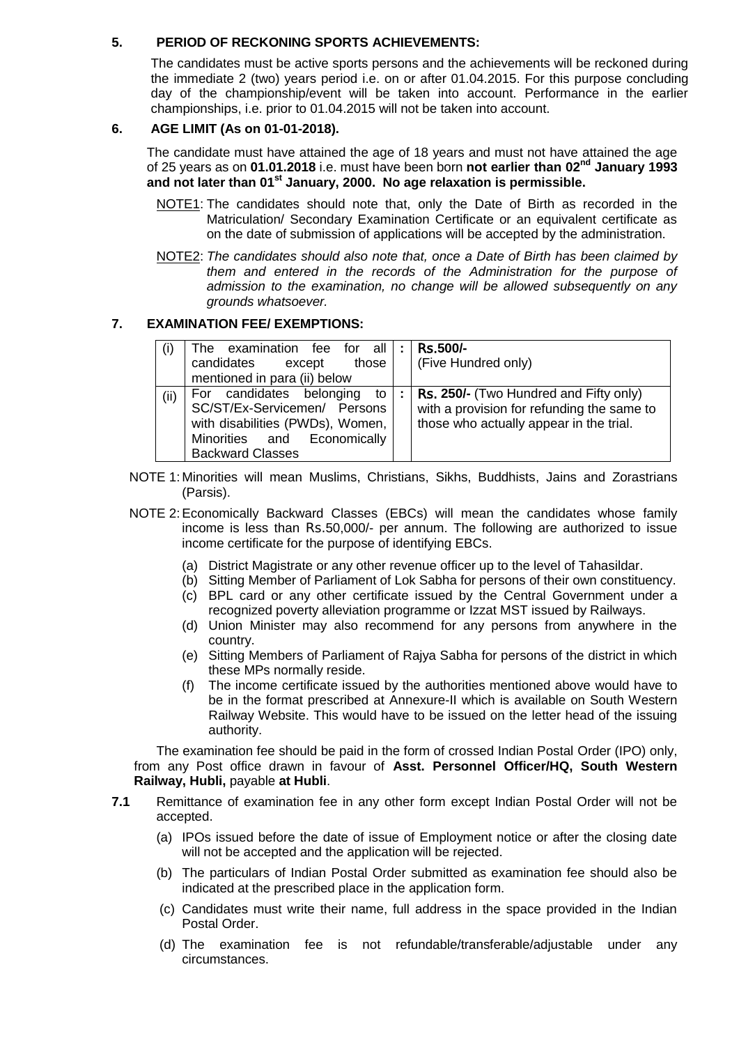## 5. PERIOD OF RECKONING SPORTS ACHIEVEMENTS:

The candidates must be active sports persons and the achievements will be reckoned during the immediate 2 (two) years period i.e. on or after 01.04.2015. For this purpose concluding day of the championship/event will be taken into account. Performance in the earlier championships, i.e. prior to 01.04.2015 will not be taken into account.

## 6. AGE LIMIT (As on 01-01-2018).

The candidate must have attained the age of 18 years and must not have attained the age of 25 years as on **01.01.2018** i.e. must have been born **not earlier than 02nd January 1993 and not later than 01st January, 2000. No age relaxation is permissible.**

NOTE1: The candidates should note that, only the Date of Birth as recorded in the Matriculation/ Secondary Examination Certificate or an equivalent certificate as on the date of submission of applications will be accepted by the administration.

NOTE2: *The candidates should also note that, once a Date of Birth has been claimed by them and entered in the records of the Administration for the purpose of admission to the examination, no change will be allowed subsequently on any grounds whatsoever.*

## 7. EXAMINATION FEE/ EXEMPTIONS:

| | | | |
|---|---|---|---|
| (i) | The examination fee for all candidates except those mentioned in para (ii) below | : | **Rs.500/-** (Five Hundred only) |
| (ii) | For candidates belonging to SC/ST/Ex-Servicemen/ Persons with disabilities (PWDs), Women, Minorities and Economically Backward Classes | : | **Rs. 250/-** (Two Hundred and Fifty only) with a provision for refunding the same to those who actually appear in the trial. |

NOTE 1: Minorities will mean Muslims, Christians, Sikhs, Buddhists, Jains and Zorastrians (Parsis).

NOTE 2: Economically Backward Classes (EBCs) will mean the candidates whose family income is less than Rs.50,000/- per annum. The following are authorized to issue income certificate for the purpose of identifying EBCs.

(a) District Magistrate or any other revenue officer up to the level of Tahasildar.
(b) Sitting Member of Parliament of Lok Sabha for persons of their own constituency.
(c) BPL card or any other certificate issued by the Central Government under a recognized poverty alleviation programme or Izzat MST issued by Railways.
(d) Union Minister may also recommend for any persons from anywhere in the country.
(e) Sitting Members of Parliament of Rajya Sabha for persons of the district in which these MPs normally reside.
(f) The income certificate issued by the authorities mentioned above would have to be in the format prescribed at Annexure-II which is available on South Western Railway Website. This would have to be issued on the letter head of the issuing authority.

The examination fee should be paid in the form of crossed Indian Postal Order (IPO) only, from any Post office drawn in favour of **Asst. Personnel Officer/HQ, South Western Railway, Hubli,** payable **at Hubli**.

**7.1** Remittance of examination fee in any other form except Indian Postal Order will not be accepted.

(a) IPOs issued before the date of issue of Employment notice or after the closing date will not be accepted and the application will be rejected.
(b) The particulars of Indian Postal Order submitted as examination fee should also be indicated at the prescribed place in the application form.
(c) Candidates must write their name, full address in the space provided in the Indian Postal Order.
(d) The examination fee is not refundable/transferable/adjustable under any circumstances.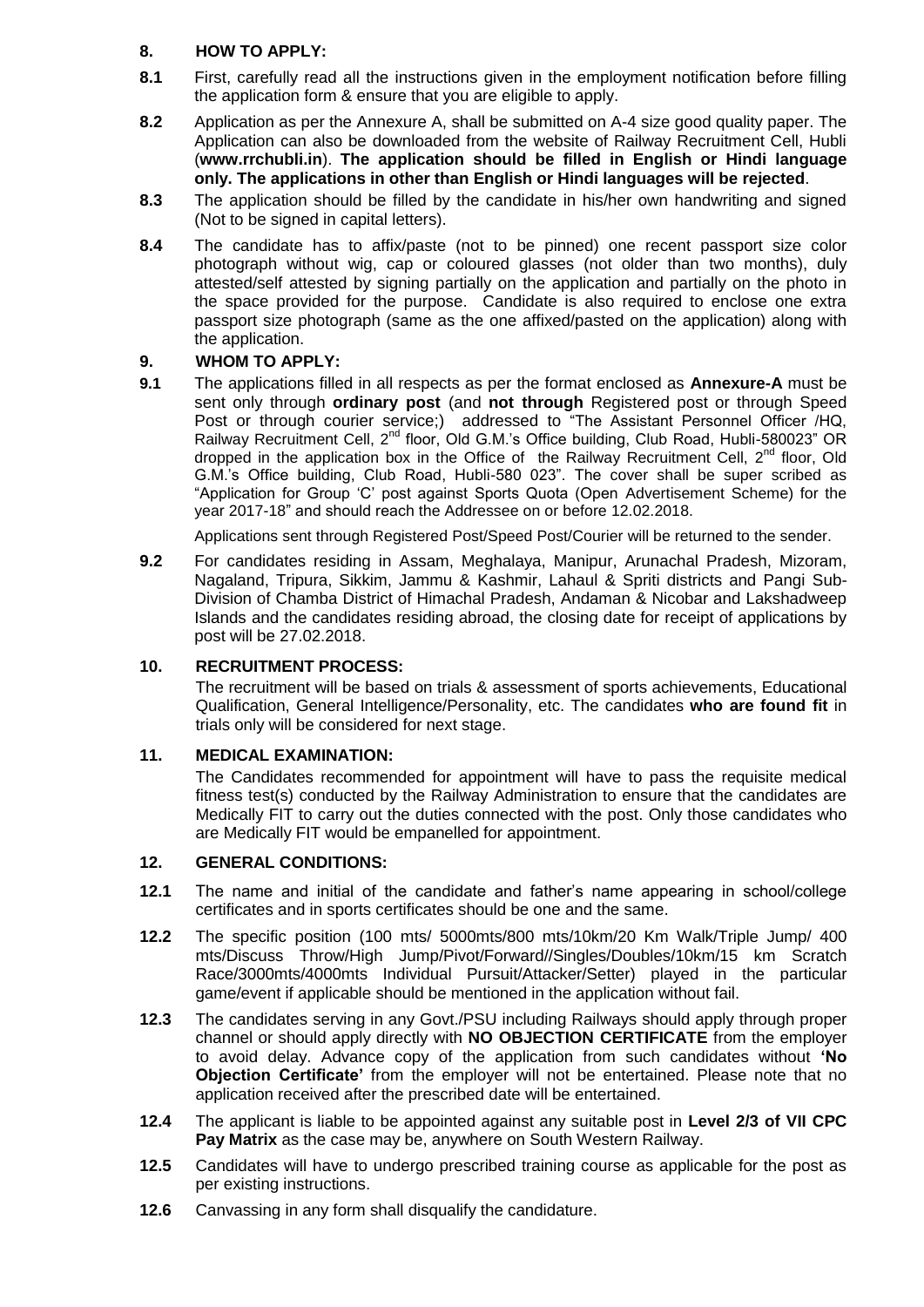## 8. HOW TO APPLY:

**8.1** First, carefully read all the instructions given in the employment notification before filling the application form & ensure that you are eligible to apply.

**8.2** Application as per the Annexure A, shall be submitted on A-4 size good quality paper. The Application can also be downloaded from the website of Railway Recruitment Cell, Hubli (**www.rrchubli.in**). **The application should be filled in English or Hindi language only. The applications in other than English or Hindi languages will be rejected**.

**8.3** The application should be filled by the candidate in his/her own handwriting and signed (Not to be signed in capital letters).

**8.4** The candidate has to affix/paste (not to be pinned) one recent passport size color photograph without wig, cap or coloured glasses (not older than two months), duly attested/self attested by signing partially on the application and partially on the photo in the space provided for the purpose. Candidate is also required to enclose one extra passport size photograph (same as the one affixed/pasted on the application) along with the application.

## 9. WHOM TO APPLY:

**9.1** The applications filled in all respects as per the format enclosed as **Annexure-A** must be sent only through **ordinary post** (and **not through** Registered post or through Speed Post or through courier service;) addressed to "The Assistant Personnel Officer /HQ, Railway Recruitment Cell, 2nd floor, Old G.M.'s Office building, Club Road, Hubli-580023" OR dropped in the application box in the Office of the Railway Recruitment Cell, 2nd floor, Old G.M.'s Office building, Club Road, Hubli-580 023". The cover shall be super scribed as "Application for Group 'C' post against Sports Quota (Open Advertisement Scheme) for the year 2017-18" and should reach the Addressee on or before 12.02.2018.

Applications sent through Registered Post/Speed Post/Courier will be returned to the sender.

**9.2** For candidates residing in Assam, Meghalaya, Manipur, Arunachal Pradesh, Mizoram, Nagaland, Tripura, Sikkim, Jammu & Kashmir, Lahaul & Spriti districts and Pangi Sub-Division of Chamba District of Himachal Pradesh, Andaman & Nicobar and Lakshadweep Islands and the candidates residing abroad, the closing date for receipt of applications by post will be 27.02.2018.

## 10. RECRUITMENT PROCESS:

The recruitment will be based on trials & assessment of sports achievements, Educational Qualification, General Intelligence/Personality, etc. The candidates **who are found fit** in trials only will be considered for next stage.

## 11. MEDICAL EXAMINATION:

The Candidates recommended for appointment will have to pass the requisite medical fitness test(s) conducted by the Railway Administration to ensure that the candidates are Medically FIT to carry out the duties connected with the post. Only those candidates who are Medically FIT would be empanelled for appointment.

## 12. GENERAL CONDITIONS:

**12.1** The name and initial of the candidate and father's name appearing in school/college certificates and in sports certificates should be one and the same.

**12.2** The specific position (100 mts/ 5000mts/800 mts/10km/20 Km Walk/Triple Jump/ 400 mts/Discuss Throw/High Jump/Pivot/Forward//Singles/Doubles/10km/15 km Scratch Race/3000mts/4000mts Individual Pursuit/Attacker/Setter) played in the particular game/event if applicable should be mentioned in the application without fail.

**12.3** The candidates serving in any Govt./PSU including Railways should apply through proper channel or should apply directly with **NO OBJECTION CERTIFICATE** from the employer to avoid delay. Advance copy of the application from such candidates without **'No Objection Certificate'** from the employer will not be entertained. Please note that no application received after the prescribed date will be entertained.

**12.4** The applicant is liable to be appointed against any suitable post in **Level 2/3 of VII CPC Pay Matrix** as the case may be, anywhere on South Western Railway.

**12.5** Candidates will have to undergo prescribed training course as applicable for the post as per existing instructions.

**12.6** Canvassing in any form shall disqualify the candidature.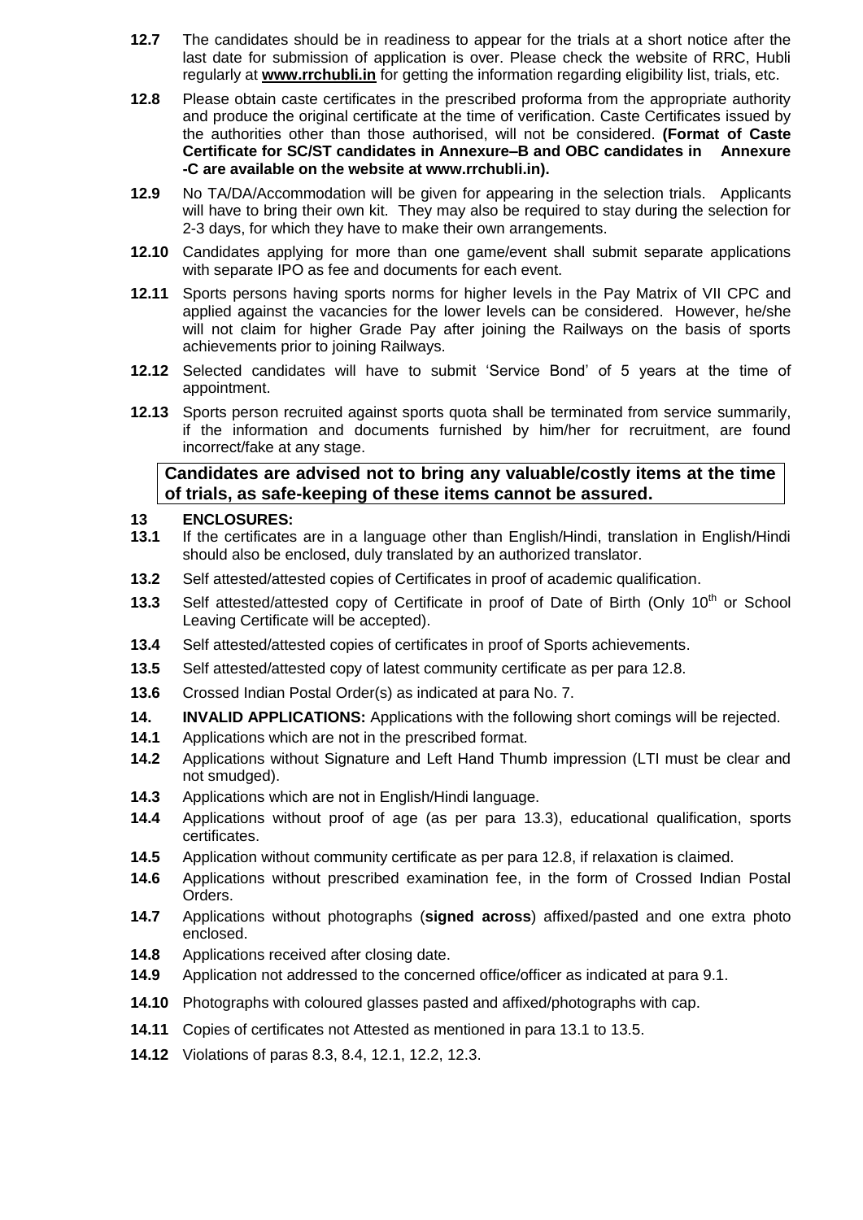**12.7** The candidates should be in readiness to appear for the trials at a short notice after the last date for submission of application is over. Please check the website of RRC, Hubli regularly at **www.rrchubli.in** for getting the information regarding eligibility list, trials, etc.

**12.8** Please obtain caste certificates in the prescribed proforma from the appropriate authority and produce the original certificate at the time of verification. Caste Certificates issued by the authorities other than those authorised, will not be considered. **(Format of Caste Certificate for SC/ST candidates in Annexure–B and OBC candidates in Annexure -C are available on the website at www.rrchubli.in).**

**12.9** No TA/DA/Accommodation will be given for appearing in the selection trials. Applicants will have to bring their own kit. They may also be required to stay during the selection for 2-3 days, for which they have to make their own arrangements.

**12.10** Candidates applying for more than one game/event shall submit separate applications with separate IPO as fee and documents for each event.

**12.11** Sports persons having sports norms for higher levels in the Pay Matrix of VII CPC and applied against the vacancies for the lower levels can be considered. However, he/she will not claim for higher Grade Pay after joining the Railways on the basis of sports achievements prior to joining Railways.

**12.12** Selected candidates will have to submit 'Service Bond' of 5 years at the time of appointment.

**12.13** Sports person recruited against sports quota shall be terminated from service summarily, if the information and documents furnished by him/her for recruitment, are found incorrect/fake at any stage.

**Candidates are advised not to bring any valuable/costly items at the time of trials, as safe-keeping of these items cannot be assured.**

**13 ENCLOSURES:**

**13.1** If the certificates are in a language other than English/Hindi, translation in English/Hindi should also be enclosed, duly translated by an authorized translator.

**13.2** Self attested/attested copies of Certificates in proof of academic qualification.

**13.3** Self attested/attested copy of Certificate in proof of Date of Birth (Only 10th or School Leaving Certificate will be accepted).

**13.4** Self attested/attested copies of certificates in proof of Sports achievements.

**13.5** Self attested/attested copy of latest community certificate as per para 12.8.

**13.6** Crossed Indian Postal Order(s) as indicated at para No. 7.

**14. INVALID APPLICATIONS:** Applications with the following short comings will be rejected.

**14.1** Applications which are not in the prescribed format.

**14.2** Applications without Signature and Left Hand Thumb impression (LTI must be clear and not smudged).

**14.3** Applications which are not in English/Hindi language.

**14.4** Applications without proof of age (as per para 13.3), educational qualification, sports certificates.

**14.5** Application without community certificate as per para 12.8, if relaxation is claimed.

**14.6** Applications without prescribed examination fee, in the form of Crossed Indian Postal Orders.

**14.7** Applications without photographs (**signed across**) affixed/pasted and one extra photo enclosed.

**14.8** Applications received after closing date.

**14.9** Application not addressed to the concerned office/officer as indicated at para 9.1.

**14.10** Photographs with coloured glasses pasted and affixed/photographs with cap.

**14.11** Copies of certificates not Attested as mentioned in para 13.1 to 13.5.

**14.12** Violations of paras 8.3, 8.4, 12.1, 12.2, 12.3.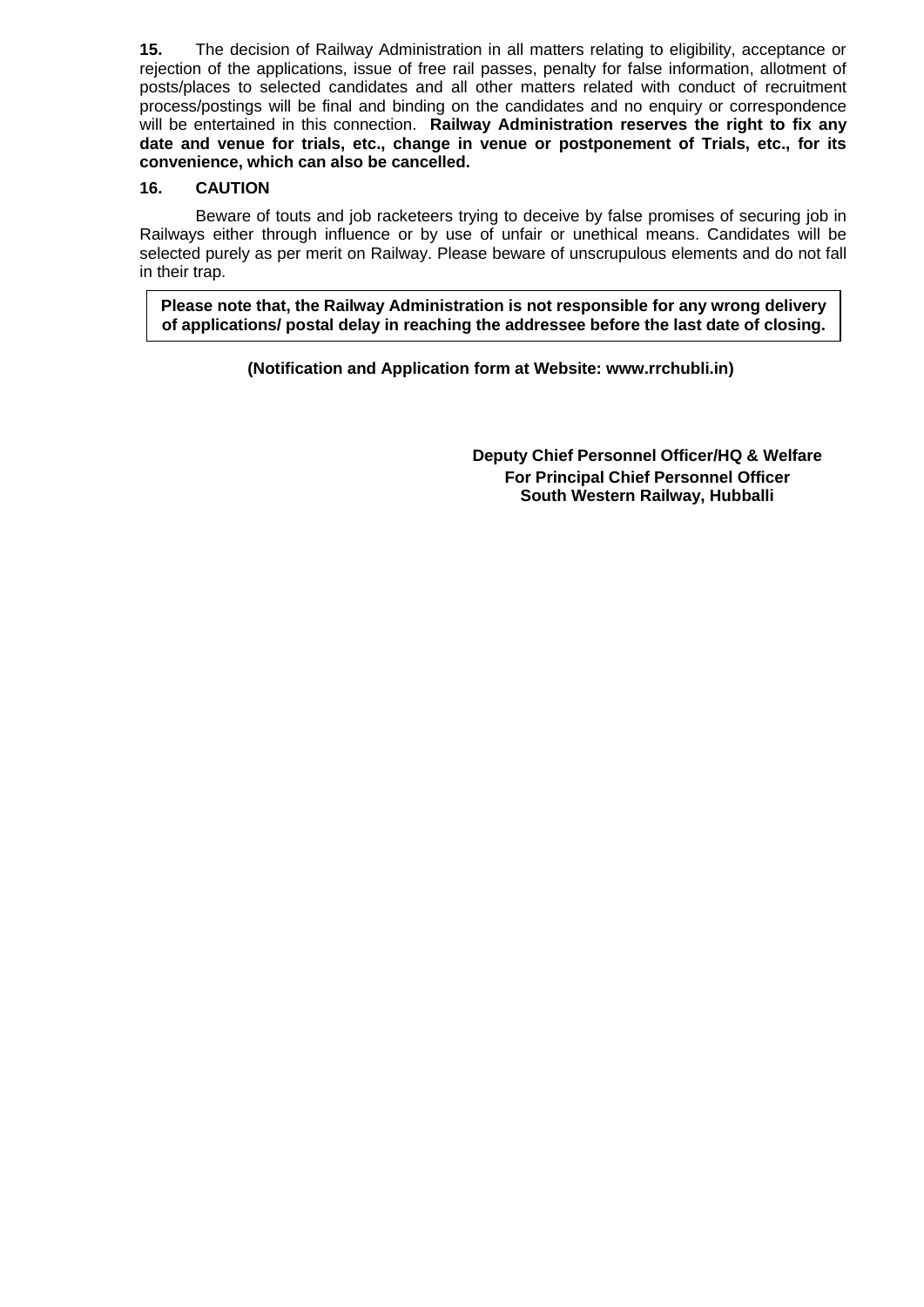**15.** The decision of Railway Administration in all matters relating to eligibility, acceptance or rejection of the applications, issue of free rail passes, penalty for false information, allotment of posts/places to selected candidates and all other matters related with conduct of recruitment process/postings will be final and binding on the candidates and no enquiry or correspondence will be entertained in this connection. **Railway Administration reserves the right to fix any date and venue for trials, etc., change in venue or postponement of Trials, etc., for its convenience, which can also be cancelled.**

**16. CAUTION**

Beware of touts and job racketeers trying to deceive by false promises of securing job in Railways either through influence or by use of unfair or unethical means. Candidates will be selected purely as per merit on Railway. Please beware of unscrupulous elements and do not fall in their trap.

**Please note that, the Railway Administration is not responsible for any wrong delivery of applications/ postal delay in reaching the addressee before the last date of closing.**

**(Notification and Application form at Website: www.rrchubli.in)**

**Deputy Chief Personnel Officer/HQ & Welfare**
**For Principal Chief Personnel Officer**
**South Western Railway, Hubballi**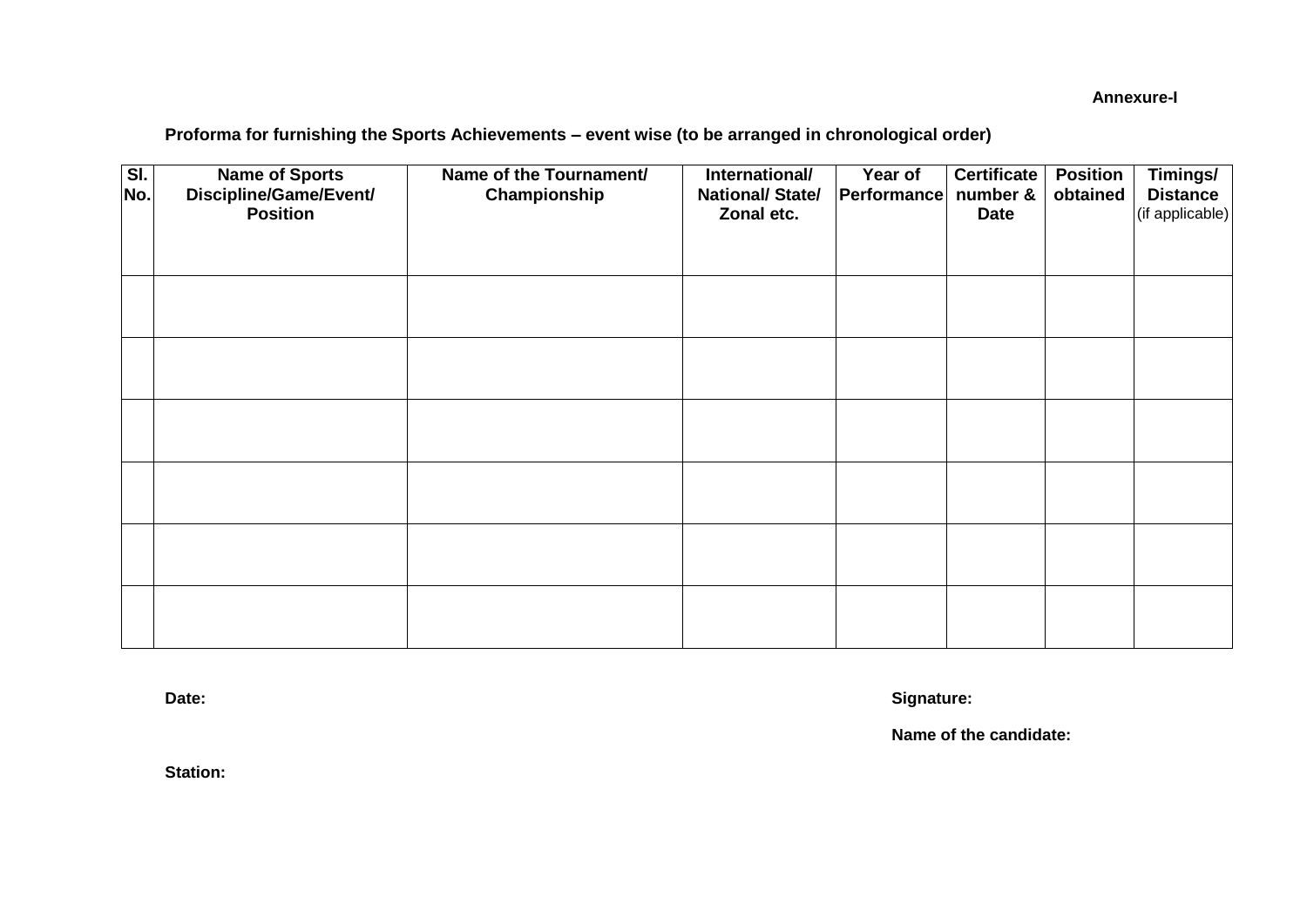**Annexure-I**

**Proforma for furnishing the Sports Achievements – event wise (to be arranged in chronological order)**

| Sl. No. | Name of Sports Discipline/Game/Event/ Position | Name of the Tournament/ Championship | International/ National/ State/ Zonal etc. | Year of Performance | Certificate number & Date | Position obtained | Timings/ Distance (if applicable) |
|---|---|---|---|---|---|---|---|
| | | | | | | | |
| | | | | | | | |
| | | | | | | | |
| | | | | | | | |
| | | | | | | | |
| | | | | | | | |

**Date:**

**Signature:**

**Name of the candidate:**

**Station:**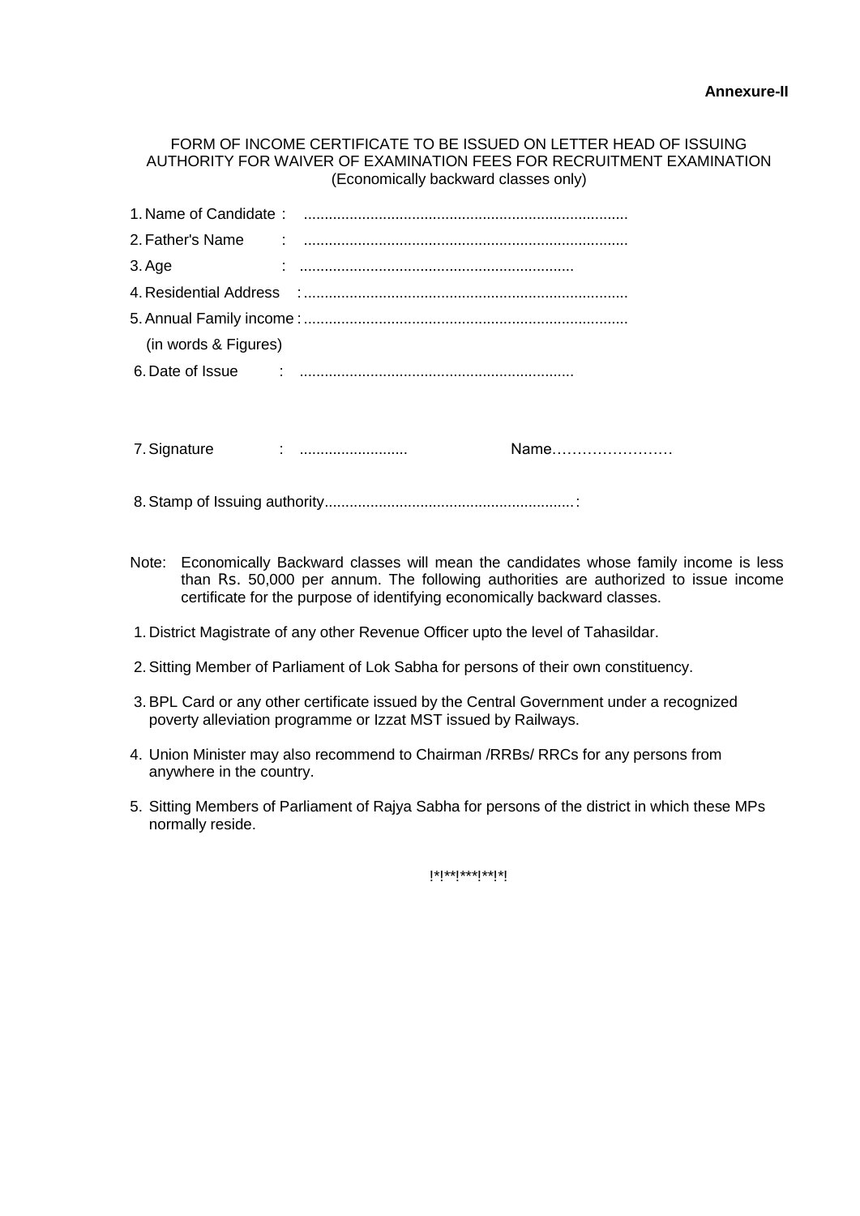**Annexure-II**

FORM OF INCOME CERTIFICATE TO BE ISSUED ON LETTER HEAD OF ISSUING AUTHORITY FOR WAIVER OF EXAMINATION FEES FOR RECRUITMENT EXAMINATION
(Economically backward classes only)

1. Name of Candidate : .............................................................................
2. Father's Name : .............................................................................
3. Age : ..................................................................
4. Residential Address : .............................................................................
5. Annual Family income : .............................................................................
   (in words & Figures)
6. Date of Issue : ..................................................................

7. Signature : .......................... Name……………………

8. Stamp of Issuing authority...........................................................:

Note: Economically Backward classes will mean the candidates whose family income is less than Rs. 50,000 per annum. The following authorities are authorized to issue income certificate for the purpose of identifying economically backward classes.

1. District Magistrate of any other Revenue Officer upto the level of Tahasildar.
2. Sitting Member of Parliament of Lok Sabha for persons of their own constituency.
3. BPL Card or any other certificate issued by the Central Government under a recognized poverty alleviation programme or Izzat MST issued by Railways.
4. Union Minister may also recommend to Chairman /RRBs/ RRCs for any persons from anywhere in the country.
5. Sitting Members of Parliament of Rajya Sabha for persons of the district in which these MPs normally reside.

!*!**!***!**!*!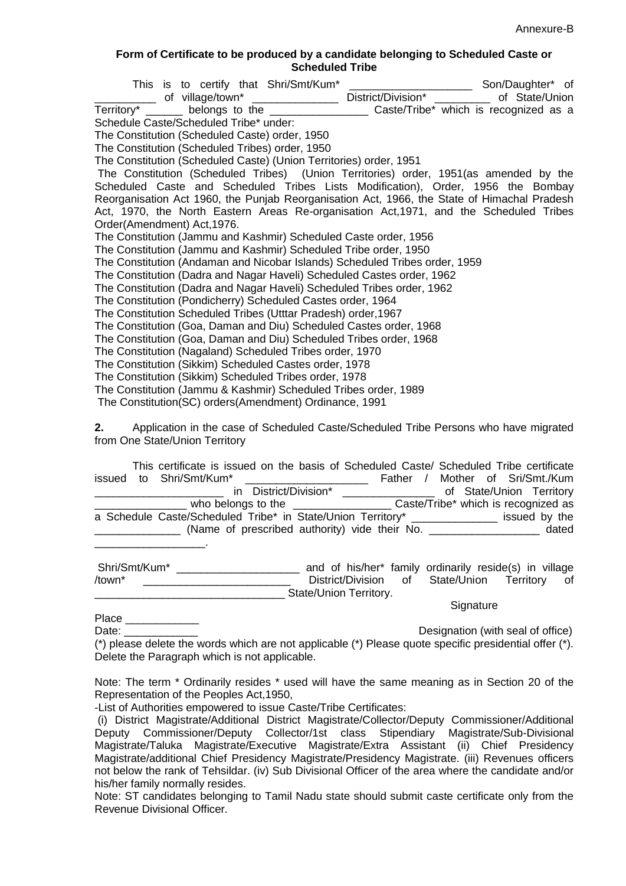Annexure-B

**Form of Certificate to be produced by a candidate belonging to Scheduled Caste or Scheduled Tribe**

This is to certify that Shri/Smt/Kum* ____________________ Son/Daughter* of __________ of village/town* ______________ District/Division* _________ of State/Union Territory* ______ belongs to the ________________ Caste/Tribe* which is recognized as a Schedule Caste/Scheduled Tribe* under:

The Constitution (Scheduled Caste) order, 1950
The Constitution (Scheduled Tribes) order, 1950
The Constitution (Scheduled Caste) (Union Territories) order, 1951
The Constitution (Scheduled Tribes) (Union Territories) order, 1951(as amended by the Scheduled Caste and Scheduled Tribes Lists Modification), Order, 1956 the Bombay Reorganisation Act 1960, the Punjab Reorganisation Act, 1966, the State of Himachal Pradesh Act, 1970, the North Eastern Areas Re-organisation Act,1971, and the Scheduled Tribes Order(Amendment) Act,1976.
The Constitution (Jammu and Kashmir) Scheduled Caste order, 1956
The Constitution (Jammu and Kashmir) Scheduled Tribe order, 1950
The Constitution (Andaman and Nicobar Islands) Scheduled Tribes order, 1959
The Constitution (Dadra and Nagar Haveli) Scheduled Castes order, 1962
The Constitution (Dadra and Nagar Haveli) Scheduled Tribes order, 1962
The Constitution (Pondicherry) Scheduled Castes order, 1964
The Constitution Scheduled Tribes (Utttar Pradesh) order,1967
The Constitution (Goa, Daman and Diu) Scheduled Castes order, 1968
The Constitution (Goa, Daman and Diu) Scheduled Tribes order, 1968
The Constitution (Nagaland) Scheduled Tribes order, 1970
The Constitution (Sikkim) Scheduled Castes order, 1978
The Constitution (Sikkim) Scheduled Tribes order, 1978
The Constitution (Jammu & Kashmir) Scheduled Tribes order, 1989
The Constitution(SC) orders(Amendment) Ordinance, 1991

**2.** Application in the case of Scheduled Caste/Scheduled Tribe Persons who have migrated from One State/Union Territory

This certificate is issued on the basis of Scheduled Caste/ Scheduled Tribe certificate issued to Shri/Smt/Kum* ____________________ Father / Mother of Sri/Smt./Kum _____________________ in District/Division* _______________ of State/Union Territory _______________ who belongs to the ________________ Caste/Tribe* which is recognized as a Schedule Caste/Scheduled Tribe* in State/Union Territory* _____________ issued by the ______________ (Name of prescribed authority) vide their No. __________________ dated __________________.

Shri/Smt/Kum* ____________________ and of his/her* family ordinarily reside(s) in village /town* ________________________ District/Division of State/Union Territory of _______________________________ State/Union Territory.

Signature

Place ____________

Date: ____________ Designation (with seal of office)

(*) please delete the words which are not applicable (*) Please quote specific presidential offer (*). Delete the Paragraph which is not applicable.

Note: The term * Ordinarily resides * used will have the same meaning as in Section 20 of the Representation of the Peoples Act,1950,

-List of Authorities empowered to issue Caste/Tribe Certificates:

(i) District Magistrate/Additional District Magistrate/Collector/Deputy Commissioner/Additional Deputy Commissioner/Deputy Collector/1st class Stipendiary Magistrate/Sub-Divisional Magistrate/Taluka Magistrate/Executive Magistrate/Extra Assistant (ii) Chief Presidency Magistrate/additional Chief Presidency Magistrate/Presidency Magistrate. (iii) Revenues officers not below the rank of Tehsildar. (iv) Sub Divisional Officer of the area where the candidate and/or his/her family normally resides.

Note: ST candidates belonging to Tamil Nadu state should submit caste certificate only from the Revenue Divisional Officer.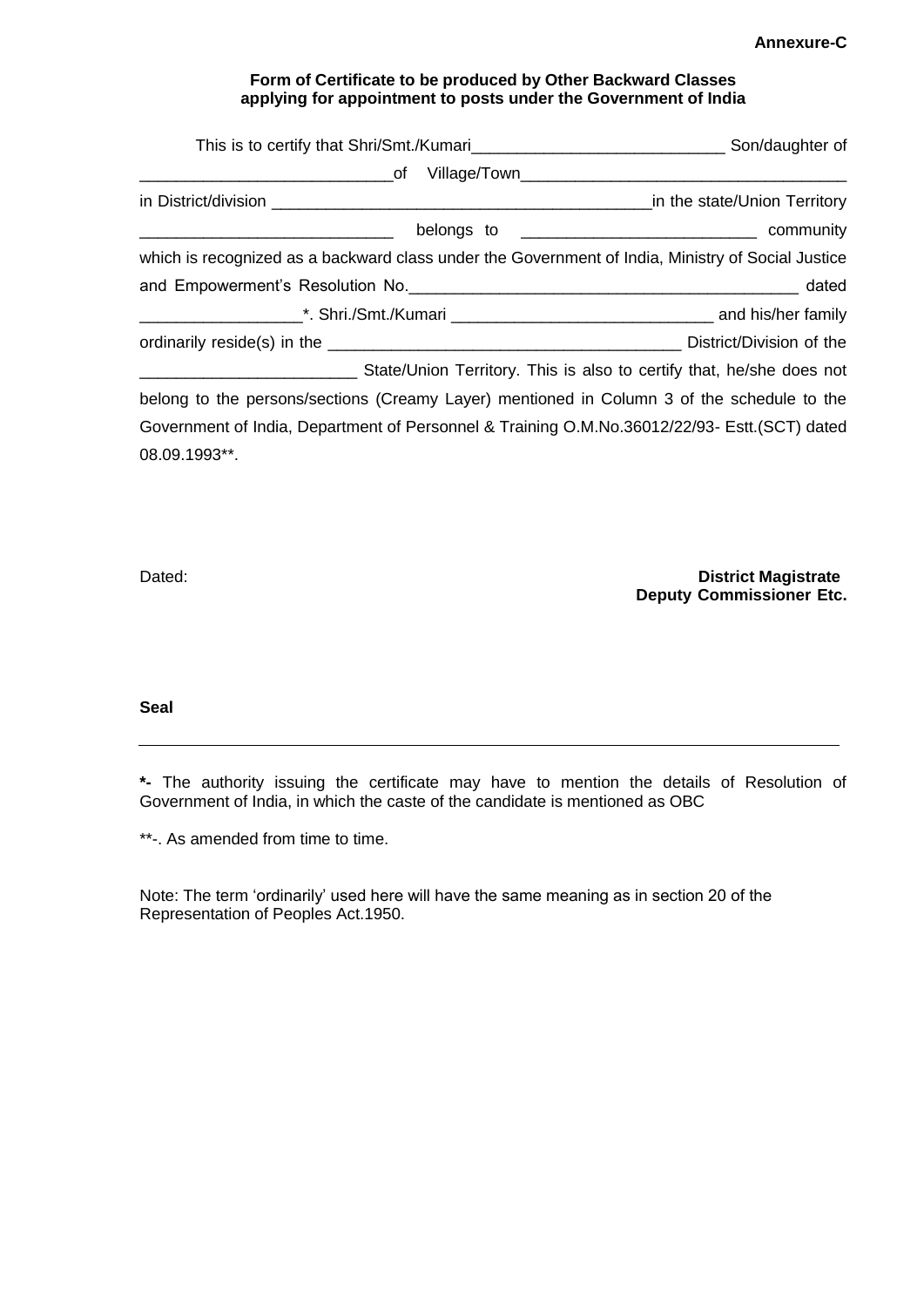**Annexure-C**

**Form of Certificate to be produced by Other Backward Classes applying for appointment to posts under the Government of India**

This is to certify that Shri/Smt./Kumari____________________________ Son/daughter of ____________________________of Village/Town_____________________________________ in District/division __________________________________________in the state/Union Territory ____________________________ belongs to __________________________ community which is recognized as a backward class under the Government of India, Ministry of Social Justice and Empowerment's Resolution No._____________________________________________ dated __________________*. Shri./Smt./Kumari ______________________________ and his/her family ordinarily reside(s) in the ________________________________________ District/Division of the ________________________ State/Union Territory. This is also to certify that, he/she does not belong to the persons/sections (Creamy Layer) mentioned in Column 3 of the schedule to the Government of India, Department of Personnel & Training O.M.No.36012/22/93- Estt.(SCT) dated 08.09.1993**.

Dated:

**District Magistrate**
**Deputy Commissioner Etc.**

**Seal**

---

**\*-** The authority issuing the certificate may have to mention the details of Resolution of Government of India, in which the caste of the candidate is mentioned as OBC

**-. As amended from time to time.

Note: The term 'ordinarily' used here will have the same meaning as in section 20 of the Representation of Peoples Act.1950.